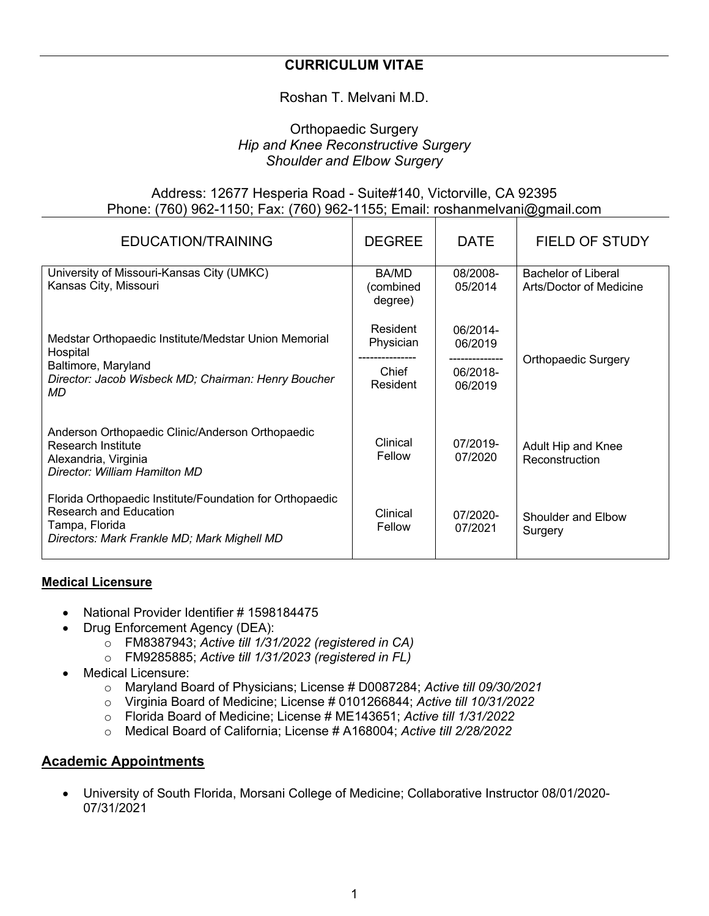# CURRICULUM VITAE

Roshan T. Melvani M.D.

Orthopaedic Surgery
*Hip and Knee Reconstructive Surgery*
*Shoulder and Elbow Surgery*

Address: 12677 Hesperia Road - Suite#140, Victorville, CA 92395
Phone: (760) 962-1150; Fax: (760) 962-1155; Email: roshanmelvani@gmail.com

| EDUCATION/TRAINING | DEGREE | DATE | FIELD OF STUDY |
|---|---|---|---|
| University of Missouri-Kansas City (UMKC)<br>Kansas City, Missouri | BA/MD (combined degree) | 08/2008-05/2014 | Bachelor of Liberal Arts/Doctor of Medicine |
| Medstar Orthopaedic Institute/Medstar Union Memorial Hospital<br>Baltimore, Maryland<br>*Director: Jacob Wisbeck MD; Chairman: Henry Boucher MD* | Resident Physician<br>---------------<br>Chief Resident | 06/2014-06/2019<br>--------------<br>06/2018-06/2019 | Orthopaedic Surgery |
| Anderson Orthopaedic Clinic/Anderson Orthopaedic Research Institute<br>Alexandria, Virginia<br>*Director: William Hamilton MD* | Clinical Fellow | 07/2019-07/2020 | Adult Hip and Knee Reconstruction |
| Florida Orthopaedic Institute/Foundation for Orthopaedic Research and Education<br>Tampa, Florida<br>*Directors: Mark Frankle MD; Mark Mighell MD* | Clinical Fellow | 07/2020-07/2021 | Shoulder and Elbow Surgery |

**Medical Licensure**

- National Provider Identifier # 1598184475
- Drug Enforcement Agency (DEA):
  - FM8387943; *Active till 1/31/2022 (registered in CA)*
  - FM9285885; *Active till 1/31/2023 (registered in FL)*
- Medical Licensure:
  - Maryland Board of Physicians; License # D0087284; *Active till 09/30/2021*
  - Virginia Board of Medicine; License # 0101266844; *Active till 10/31/2022*
  - Florida Board of Medicine; License # ME143651; *Active till 1/31/2022*
  - Medical Board of California; License # A168004; *Active till 2/28/2022*

## Academic Appointments

- University of South Florida, Morsani College of Medicine; Collaborative Instructor 08/01/2020-07/31/2021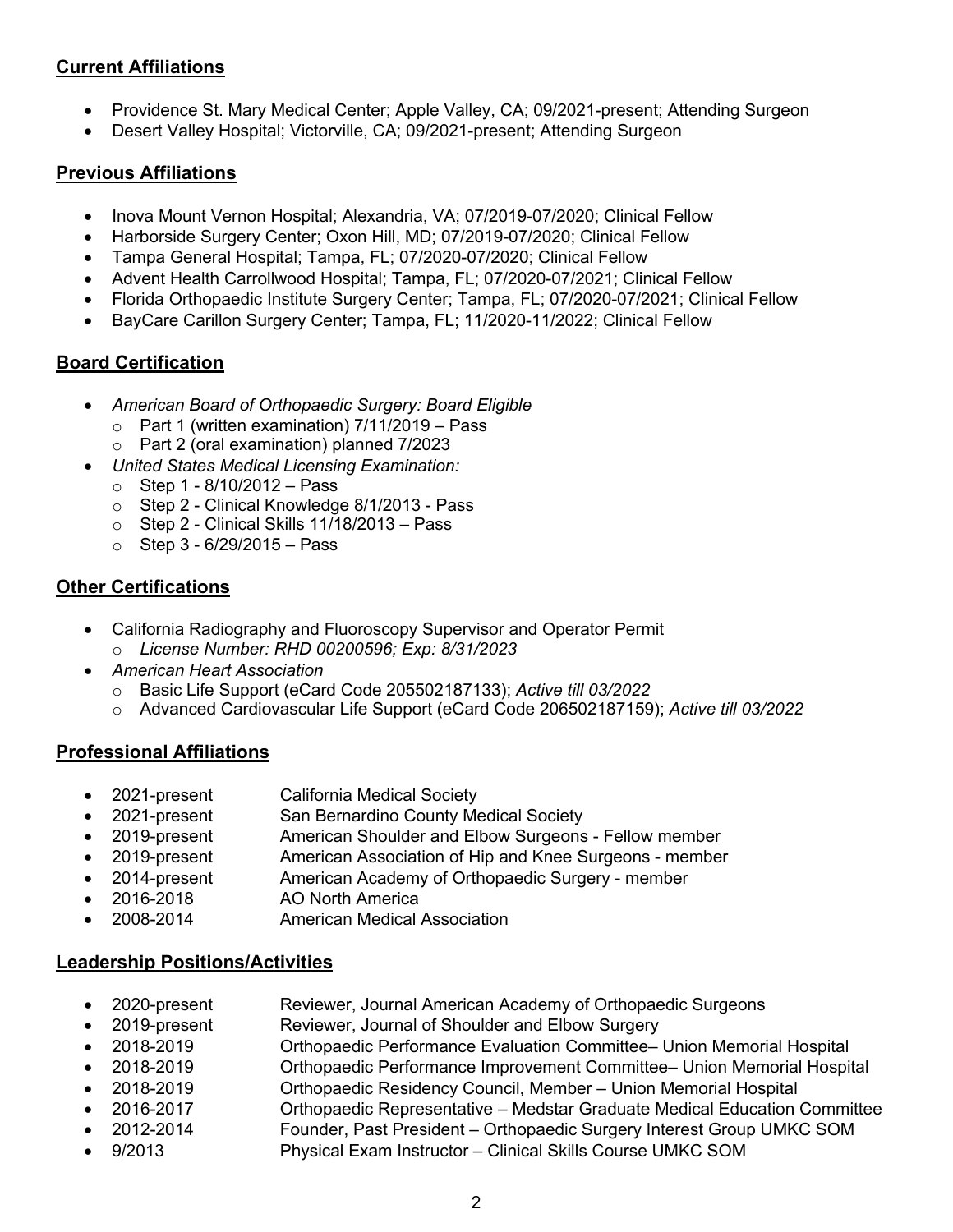## Current Affiliations

- Providence St. Mary Medical Center; Apple Valley, CA; 09/2021-present; Attending Surgeon
- Desert Valley Hospital; Victorville, CA; 09/2021-present; Attending Surgeon

## Previous Affiliations

- Inova Mount Vernon Hospital; Alexandria, VA; 07/2019-07/2020; Clinical Fellow
- Harborside Surgery Center; Oxon Hill, MD; 07/2019-07/2020; Clinical Fellow
- Tampa General Hospital; Tampa, FL; 07/2020-07/2020; Clinical Fellow
- Advent Health Carrollwood Hospital; Tampa, FL; 07/2020-07/2021; Clinical Fellow
- Florida Orthopaedic Institute Surgery Center; Tampa, FL; 07/2020-07/2021; Clinical Fellow
- BayCare Carillon Surgery Center; Tampa, FL; 11/2020-11/2022; Clinical Fellow

## Board Certification

- *American Board of Orthopaedic Surgery: Board Eligible*
  - Part 1 (written examination) 7/11/2019 – Pass
  - Part 2 (oral examination) planned 7/2023
- *United States Medical Licensing Examination:*
  - Step 1 - 8/10/2012 – Pass
  - Step 2 - Clinical Knowledge 8/1/2013 - Pass
  - Step 2 - Clinical Skills 11/18/2013 – Pass
  - Step 3 - 6/29/2015 – Pass

## Other Certifications

- California Radiography and Fluoroscopy Supervisor and Operator Permit
  - *License Number: RHD 00200596; Exp: 8/31/2023*
- *American Heart Association*
  - Basic Life Support (eCard Code 205502187133); *Active till 03/2022*
  - Advanced Cardiovascular Life Support (eCard Code 206502187159); *Active till 03/2022*

## Professional Affiliations

- 2021-present California Medical Society
- 2021-present San Bernardino County Medical Society
- 2019-present American Shoulder and Elbow Surgeons - Fellow member
- 2019-present American Association of Hip and Knee Surgeons - member
- 2014-present American Academy of Orthopaedic Surgery - member
- 2016-2018 AO North America
- 2008-2014 American Medical Association

## Leadership Positions/Activities

- 2020-present Reviewer, Journal American Academy of Orthopaedic Surgeons
- 2019-present Reviewer, Journal of Shoulder and Elbow Surgery
- 2018-2019 Orthopaedic Performance Evaluation Committee– Union Memorial Hospital
- 2018-2019 Orthopaedic Performance Improvement Committee– Union Memorial Hospital
- 2018-2019 Orthopaedic Residency Council, Member – Union Memorial Hospital
- 2016-2017 Orthopaedic Representative – Medstar Graduate Medical Education Committee
- 2012-2014 Founder, Past President – Orthopaedic Surgery Interest Group UMKC SOM
- 9/2013 Physical Exam Instructor – Clinical Skills Course UMKC SOM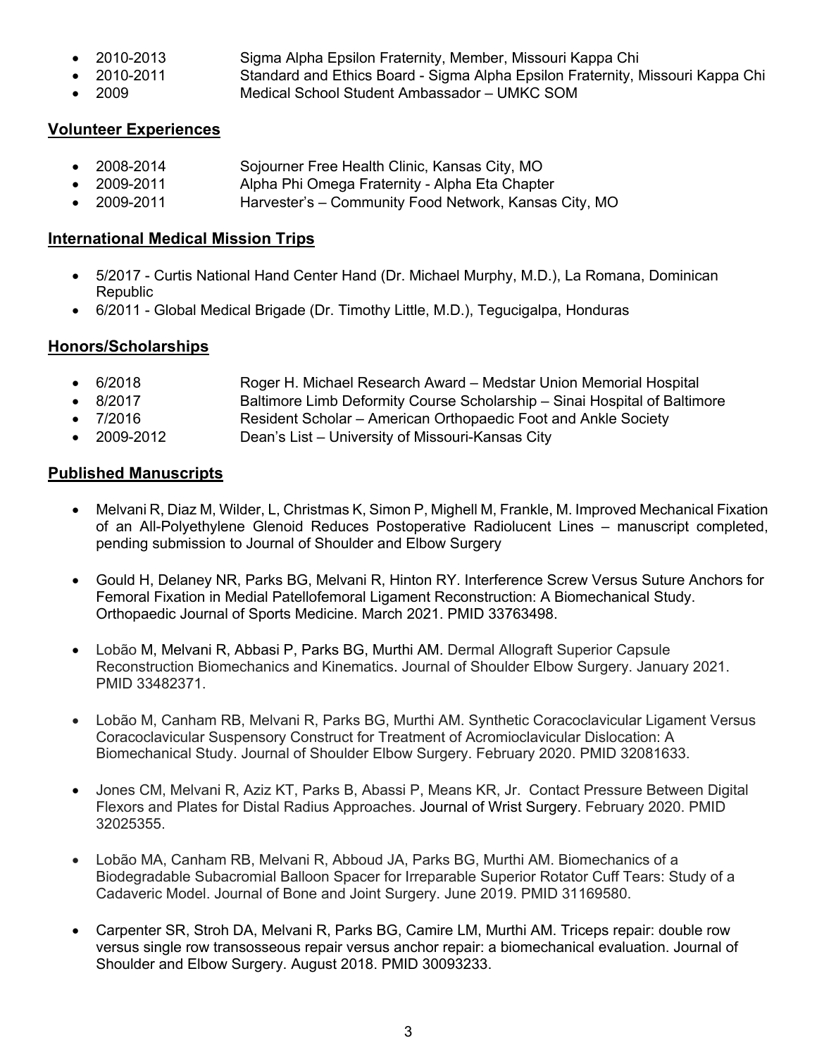- 2010-2013 Sigma Alpha Epsilon Fraternity, Member, Missouri Kappa Chi
- 2010-2011 Standard and Ethics Board - Sigma Alpha Epsilon Fraternity, Missouri Kappa Chi
- 2009 Medical School Student Ambassador – UMKC SOM

## Volunteer Experiences

- 2008-2014 Sojourner Free Health Clinic, Kansas City, MO
- 2009-2011 Alpha Phi Omega Fraternity - Alpha Eta Chapter
- 2009-2011 Harvester's – Community Food Network, Kansas City, MO

## International Medical Mission Trips

- 5/2017 - Curtis National Hand Center Hand (Dr. Michael Murphy, M.D.), La Romana, Dominican Republic
- 6/2011 - Global Medical Brigade (Dr. Timothy Little, M.D.), Tegucigalpa, Honduras

## Honors/Scholarships

- 6/2018 Roger H. Michael Research Award – Medstar Union Memorial Hospital
- 8/2017 Baltimore Limb Deformity Course Scholarship – Sinai Hospital of Baltimore
- 7/2016 Resident Scholar – American Orthopaedic Foot and Ankle Society
- 2009-2012 Dean's List – University of Missouri-Kansas City

## Published Manuscripts

- Melvani R, Diaz M, Wilder, L, Christmas K, Simon P, Mighell M, Frankle, M. Improved Mechanical Fixation of an All-Polyethylene Glenoid Reduces Postoperative Radiolucent Lines – manuscript completed, pending submission to Journal of Shoulder and Elbow Surgery

- Gould H, Delaney NR, Parks BG, Melvani R, Hinton RY. Interference Screw Versus Suture Anchors for Femoral Fixation in Medial Patellofemoral Ligament Reconstruction: A Biomechanical Study. Orthopaedic Journal of Sports Medicine. March 2021. PMID 33763498.

- Lobão M, Melvani R, Abbasi P, Parks BG, Murthi AM. Dermal Allograft Superior Capsule Reconstruction Biomechanics and Kinematics. Journal of Shoulder Elbow Surgery. January 2021. PMID 33482371.

- Lobão M, Canham RB, Melvani R, Parks BG, Murthi AM. Synthetic Coracoclavicular Ligament Versus Coracoclavicular Suspensory Construct for Treatment of Acromioclavicular Dislocation: A Biomechanical Study. Journal of Shoulder Elbow Surgery. February 2020. PMID 32081633.

- Jones CM, Melvani R, Aziz KT, Parks B, Abassi P, Means KR, Jr. Contact Pressure Between Digital Flexors and Plates for Distal Radius Approaches. Journal of Wrist Surgery. February 2020. PMID 32025355.

- Lobão MA, Canham RB, Melvani R, Abboud JA, Parks BG, Murthi AM. Biomechanics of a Biodegradable Subacromial Balloon Spacer for Irreparable Superior Rotator Cuff Tears: Study of a Cadaveric Model. Journal of Bone and Joint Surgery. June 2019. PMID 31169580.

- Carpenter SR, Stroh DA, Melvani R, Parks BG, Camire LM, Murthi AM. Triceps repair: double row versus single row transosseous repair versus anchor repair: a biomechanical evaluation. Journal of Shoulder and Elbow Surgery. August 2018. PMID 30093233.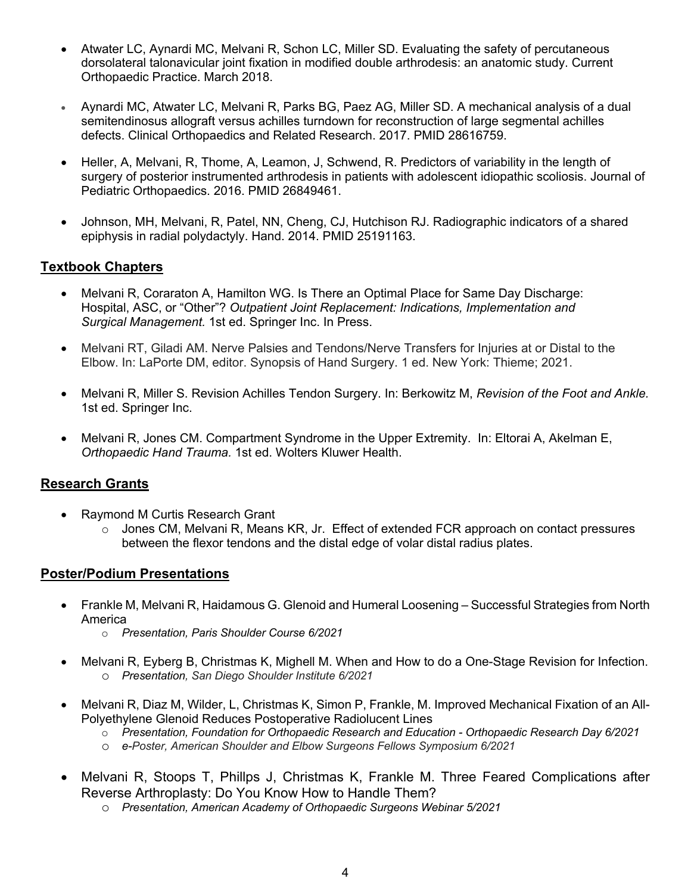- Atwater LC, Aynardi MC, Melvani R, Schon LC, Miller SD. Evaluating the safety of percutaneous dorsolateral talonavicular joint fixation in modified double arthrodesis: an anatomic study. Current Orthopaedic Practice. March 2018.

- Aynardi MC, Atwater LC, Melvani R, Parks BG, Paez AG, Miller SD. A mechanical analysis of a dual semitendinosus allograft versus achilles turndown for reconstruction of large segmental achilles defects. Clinical Orthopaedics and Related Research. 2017. PMID 28616759.

- Heller, A, Melvani, R, Thome, A, Leamon, J, Schwend, R. Predictors of variability in the length of surgery of posterior instrumented arthrodesis in patients with adolescent idiopathic scoliosis. Journal of Pediatric Orthopaedics. 2016. PMID 26849461.

- Johnson, MH, Melvani, R, Patel, NN, Cheng, CJ, Hutchison RJ. Radiographic indicators of a shared epiphysis in radial polydactyly. Hand. 2014. PMID 25191163.

## Textbook Chapters

- Melvani R, Coraraton A, Hamilton WG. Is There an Optimal Place for Same Day Discharge: Hospital, ASC, or "Other"? *Outpatient Joint Replacement: Indications, Implementation and Surgical Management.* 1st ed. Springer Inc. In Press.

- Melvani RT, Giladi AM. Nerve Palsies and Tendons/Nerve Transfers for Injuries at or Distal to the Elbow. In: LaPorte DM, editor. Synopsis of Hand Surgery. 1 ed. New York: Thieme; 2021.

- Melvani R, Miller S. Revision Achilles Tendon Surgery. In: Berkowitz M, *Revision of the Foot and Ankle.* 1st ed. Springer Inc.

- Melvani R, Jones CM. Compartment Syndrome in the Upper Extremity. In: Eltorai A, Akelman E, *Orthopaedic Hand Trauma.* 1st ed. Wolters Kluwer Health.

## Research Grants

- Raymond M Curtis Research Grant
  - Jones CM, Melvani R, Means KR, Jr. Effect of extended FCR approach on contact pressures between the flexor tendons and the distal edge of volar distal radius plates.

## Poster/Podium Presentations

- Frankle M, Melvani R, Haidamous G. Glenoid and Humeral Loosening – Successful Strategies from North America
  - *Presentation, Paris Shoulder Course 6/2021*

- Melvani R, Eyberg B, Christmas K, Mighell M. When and How to do a One-Stage Revision for Infection.
  - *Presentation, San Diego Shoulder Institute 6/2021*

- Melvani R, Diaz M, Wilder, L, Christmas K, Simon P, Frankle, M. Improved Mechanical Fixation of an All-Polyethylene Glenoid Reduces Postoperative Radiolucent Lines
  - *Presentation, Foundation for Orthopaedic Research and Education - Orthopaedic Research Day 6/2021*
  - *e-Poster, American Shoulder and Elbow Surgeons Fellows Symposium 6/2021*

- Melvani R, Stoops T, Phillps J, Christmas K, Frankle M. Three Feared Complications after Reverse Arthroplasty: Do You Know How to Handle Them?
  - *Presentation, American Academy of Orthopaedic Surgeons Webinar 5/2021*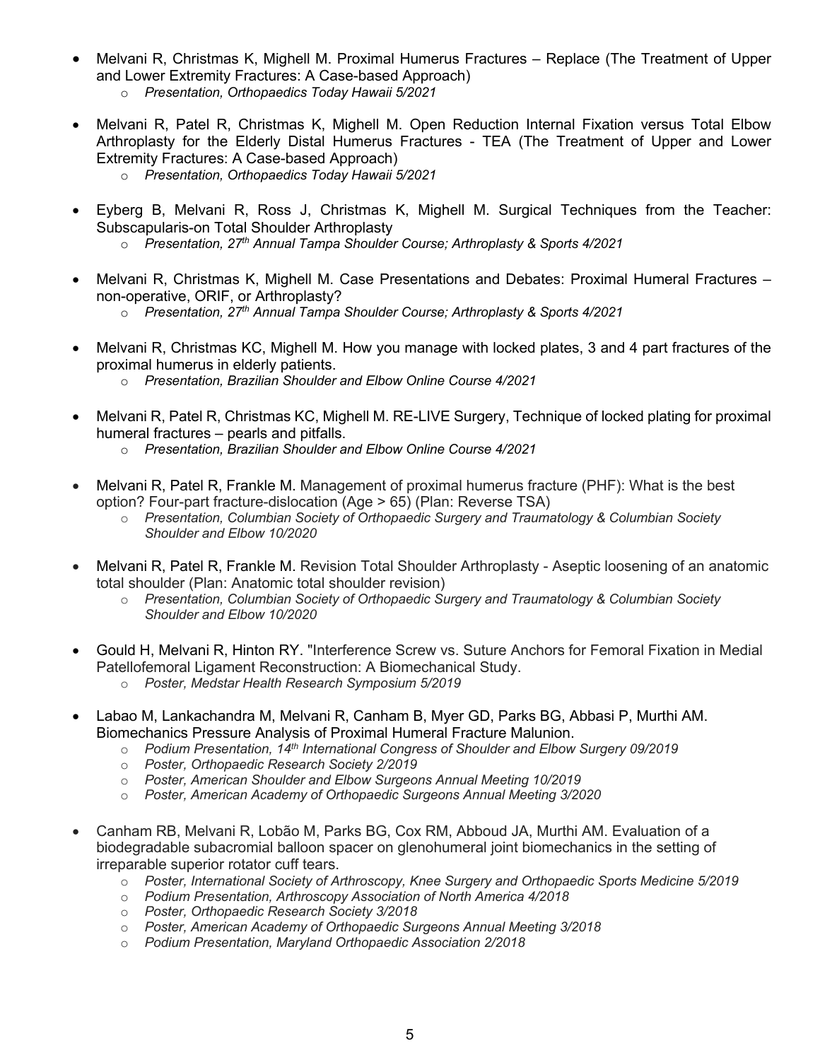- Melvani R, Christmas K, Mighell M. Proximal Humerus Fractures – Replace (The Treatment of Upper and Lower Extremity Fractures: A Case-based Approach)
  - *Presentation, Orthopaedics Today Hawaii 5/2021*

- Melvani R, Patel R, Christmas K, Mighell M. Open Reduction Internal Fixation versus Total Elbow Arthroplasty for the Elderly Distal Humerus Fractures - TEA (The Treatment of Upper and Lower Extremity Fractures: A Case-based Approach)
  - *Presentation, Orthopaedics Today Hawaii 5/2021*

- Eyberg B, Melvani R, Ross J, Christmas K, Mighell M. Surgical Techniques from the Teacher: Subscapularis-on Total Shoulder Arthroplasty
  - *Presentation, 27th Annual Tampa Shoulder Course; Arthroplasty & Sports 4/2021*

- Melvani R, Christmas K, Mighell M. Case Presentations and Debates: Proximal Humeral Fractures – non-operative, ORIF, or Arthroplasty?
  - *Presentation, 27th Annual Tampa Shoulder Course; Arthroplasty & Sports 4/2021*

- Melvani R, Christmas KC, Mighell M. How you manage with locked plates, 3 and 4 part fractures of the proximal humerus in elderly patients.
  - *Presentation, Brazilian Shoulder and Elbow Online Course 4/2021*

- Melvani R, Patel R, Christmas KC, Mighell M. RE-LIVE Surgery, Technique of locked plating for proximal humeral fractures – pearls and pitfalls.
  - *Presentation, Brazilian Shoulder and Elbow Online Course 4/2021*

- Melvani R, Patel R, Frankle M. Management of proximal humerus fracture (PHF): What is the best option? Four-part fracture-dislocation (Age > 65) (Plan: Reverse TSA)
  - *Presentation, Columbian Society of Orthopaedic Surgery and Traumatology & Columbian Society Shoulder and Elbow 10/2020*

- Melvani R, Patel R, Frankle M. Revision Total Shoulder Arthroplasty - Aseptic loosening of an anatomic total shoulder (Plan: Anatomic total shoulder revision)
  - *Presentation, Columbian Society of Orthopaedic Surgery and Traumatology & Columbian Society Shoulder and Elbow 10/2020*

- Gould H, Melvani R, Hinton RY. "Interference Screw vs. Suture Anchors for Femoral Fixation in Medial Patellofemoral Ligament Reconstruction: A Biomechanical Study.
  - *Poster, Medstar Health Research Symposium 5/2019*

- Labao M, Lankachandra M, Melvani R, Canham B, Myer GD, Parks BG, Abbasi P, Murthi AM. Biomechanics Pressure Analysis of Proximal Humeral Fracture Malunion.
  - *Podium Presentation, 14th International Congress of Shoulder and Elbow Surgery 09/2019*
  - *Poster, Orthopaedic Research Society 2/2019*
  - *Poster, American Shoulder and Elbow Surgeons Annual Meeting 10/2019*
  - *Poster, American Academy of Orthopaedic Surgeons Annual Meeting 3/2020*

- Canham RB, Melvani R, Lobão M, Parks BG, Cox RM, Abboud JA, Murthi AM. Evaluation of a biodegradable subacromial balloon spacer on glenohumeral joint biomechanics in the setting of irreparable superior rotator cuff tears.
  - *Poster, International Society of Arthroscopy, Knee Surgery and Orthopaedic Sports Medicine 5/2019*
  - *Podium Presentation, Arthroscopy Association of North America 4/2018*
  - *Poster, Orthopaedic Research Society 3/2018*
  - *Poster, American Academy of Orthopaedic Surgeons Annual Meeting 3/2018*
  - *Podium Presentation, Maryland Orthopaedic Association 2/2018*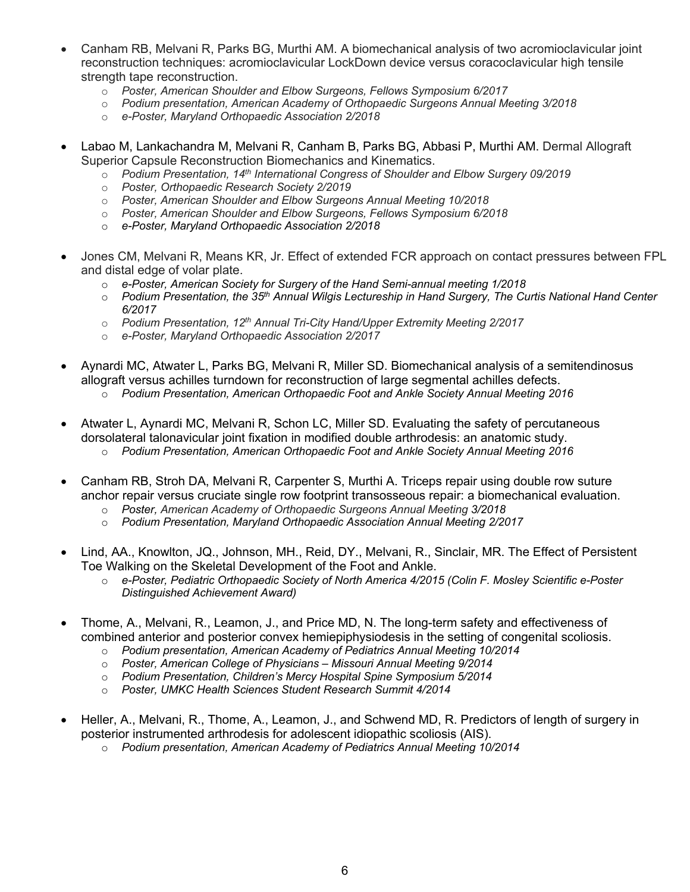- Canham RB, Melvani R, Parks BG, Murthi AM. A biomechanical analysis of two acromioclavicular joint reconstruction techniques: acromioclavicular LockDown device versus coracoclavicular high tensile strength tape reconstruction.
  - *Poster, American Shoulder and Elbow Surgeons, Fellows Symposium 6/2017*
  - *Podium presentation, American Academy of Orthopaedic Surgeons Annual Meeting 3/2018*
  - *e-Poster, Maryland Orthopaedic Association 2/2018*

- Labao M, Lankachandra M, Melvani R, Canham B, Parks BG, Abbasi P, Murthi AM. Dermal Allograft Superior Capsule Reconstruction Biomechanics and Kinematics.
  - *Podium Presentation, 14th International Congress of Shoulder and Elbow Surgery 09/2019*
  - *Poster, Orthopaedic Research Society 2/2019*
  - *Poster, American Shoulder and Elbow Surgeons Annual Meeting 10/2018*
  - *Poster, American Shoulder and Elbow Surgeons, Fellows Symposium 6/2018*
  - *e-Poster, Maryland Orthopaedic Association 2/2018*

- Jones CM, Melvani R, Means KR, Jr. Effect of extended FCR approach on contact pressures between FPL and distal edge of volar plate.
  - *e-Poster, American Society for Surgery of the Hand Semi-annual meeting 1/2018*
  - *Podium Presentation, the 35th Annual Wilgis Lectureship in Hand Surgery, The Curtis National Hand Center 6/2017*
  - *Podium Presentation, 12th Annual Tri-City Hand/Upper Extremity Meeting 2/2017*
  - *e-Poster, Maryland Orthopaedic Association 2/2017*

- Aynardi MC, Atwater L, Parks BG, Melvani R, Miller SD. Biomechanical analysis of a semitendinosus allograft versus achilles turndown for reconstruction of large segmental achilles defects.
  - *Podium Presentation, American Orthopaedic Foot and Ankle Society Annual Meeting 2016*

- Atwater L, Aynardi MC, Melvani R, Schon LC, Miller SD. Evaluating the safety of percutaneous dorsolateral talonavicular joint fixation in modified double arthrodesis: an anatomic study.
  - *Podium Presentation, American Orthopaedic Foot and Ankle Society Annual Meeting 2016*

- Canham RB, Stroh DA, Melvani R, Carpenter S, Murthi A. Triceps repair using double row suture anchor repair versus cruciate single row footprint transosseous repair: a biomechanical evaluation.
  - *Poster, American Academy of Orthopaedic Surgeons Annual Meeting 3/2018*
  - *Podium Presentation, Maryland Orthopaedic Association Annual Meeting 2/2017*

- Lind, AA., Knowlton, JQ., Johnson, MH., Reid, DY., Melvani, R., Sinclair, MR. The Effect of Persistent Toe Walking on the Skeletal Development of the Foot and Ankle.
  - *e-Poster, Pediatric Orthopaedic Society of North America 4/2015 (Colin F. Mosley Scientific e-Poster Distinguished Achievement Award)*

- Thome, A., Melvani, R., Leamon, J., and Price MD, N. The long-term safety and effectiveness of combined anterior and posterior convex hemiepiphysiodesis in the setting of congenital scoliosis.
  - *Podium presentation, American Academy of Pediatrics Annual Meeting 10/2014*
  - *Poster, American College of Physicians – Missouri Annual Meeting 9/2014*
  - *Podium Presentation, Children's Mercy Hospital Spine Symposium 5/2014*
  - *Poster, UMKC Health Sciences Student Research Summit 4/2014*

- Heller, A., Melvani, R., Thome, A., Leamon, J., and Schwend MD, R. Predictors of length of surgery in posterior instrumented arthrodesis for adolescent idiopathic scoliosis (AIS).
  - *Podium presentation, American Academy of Pediatrics Annual Meeting 10/2014*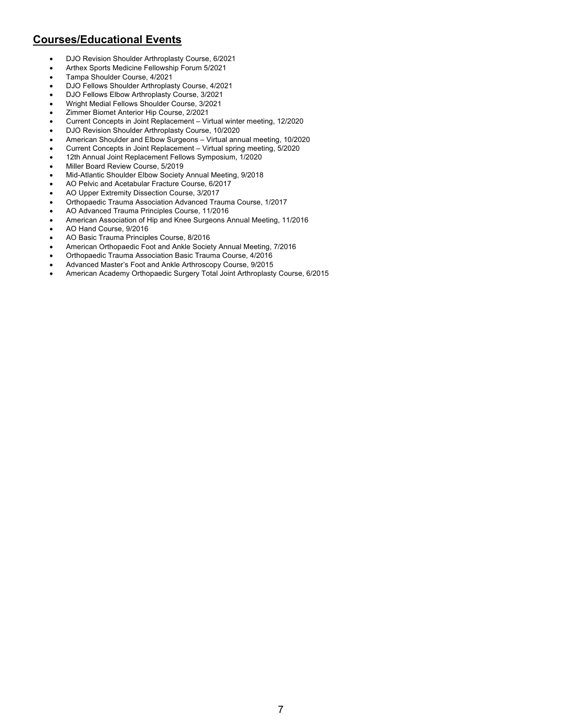## Courses/Educational Events

- DJO Revision Shoulder Arthroplasty Course, 6/2021
- Arthex Sports Medicine Fellowship Forum 5/2021
- Tampa Shoulder Course, 4/2021
- DJO Fellows Shoulder Arthroplasty Course, 4/2021
- DJO Fellows Elbow Arthroplasty Course, 3/2021
- Wright Medial Fellows Shoulder Course, 3/2021
- Zimmer Biomet Anterior Hip Course, 2/2021
- Current Concepts in Joint Replacement – Virtual winter meeting, 12/2020
- DJO Revision Shoulder Arthroplasty Course, 10/2020
- American Shoulder and Elbow Surgeons – Virtual annual meeting, 10/2020
- Current Concepts in Joint Replacement – Virtual spring meeting, 5/2020
- 12th Annual Joint Replacement Fellows Symposium, 1/2020
- Miller Board Review Course, 5/2019
- Mid-Atlantic Shoulder Elbow Society Annual Meeting, 9/2018
- AO Pelvic and Acetabular Fracture Course, 6/2017
- AO Upper Extremity Dissection Course, 3/2017
- Orthopaedic Trauma Association Advanced Trauma Course, 1/2017
- AO Advanced Trauma Principles Course, 11/2016
- American Association of Hip and Knee Surgeons Annual Meeting, 11/2016
- AO Hand Course, 9/2016
- AO Basic Trauma Principles Course, 8/2016
- American Orthopaedic Foot and Ankle Society Annual Meeting, 7/2016
- Orthopaedic Trauma Association Basic Trauma Course, 4/2016
- Advanced Master's Foot and Ankle Arthroscopy Course, 9/2015
- American Academy Orthopaedic Surgery Total Joint Arthroplasty Course, 6/2015